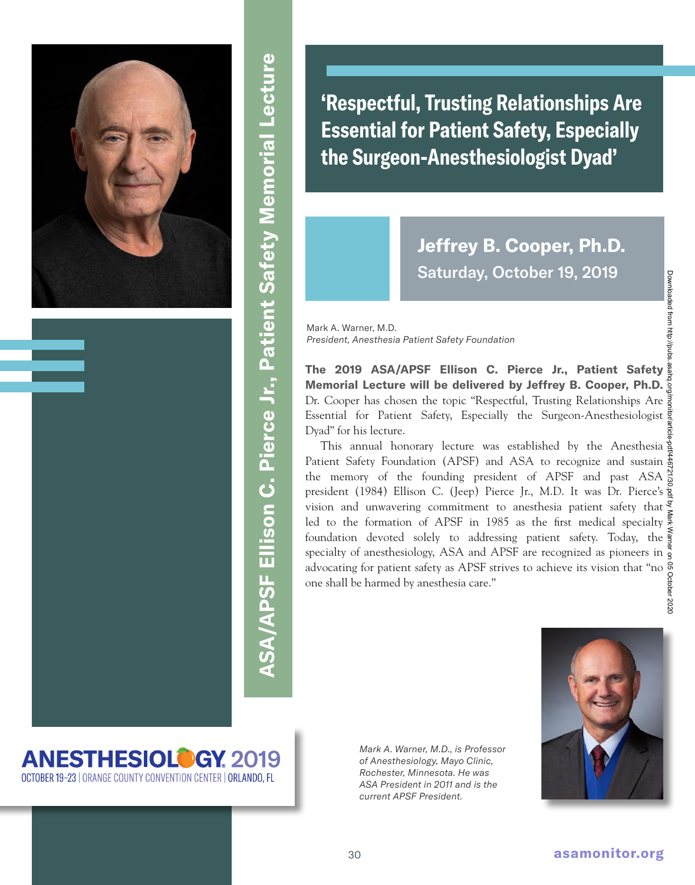# ASA/APSF Ellison C. Pierce Jr., Patient Safety Memorial Lecture

## 'Respectful, Trusting Relationships Are Essential for Patient Safety, Especially the Surgeon-Anesthesiologist Dyad'

### Jeffrey B. Cooper, Ph.D.

Saturday, October 19, 2019

Mark A. Warner, M.D.
*President, Anesthesia Patient Safety Foundation*

**The 2019 ASA/APSF Ellison C. Pierce Jr., Patient Safety Memorial Lecture will be delivered by Jeffrey B. Cooper, Ph.D.** Dr. Cooper has chosen the topic "Respectful, Trusting Relationships Are Essential for Patient Safety, Especially the Surgeon-Anesthesiologist Dyad" for his lecture.

This annual honorary lecture was established by the Anesthesia Patient Safety Foundation (APSF) and ASA to recognize and sustain the memory of the founding president of APSF and past ASA president (1984) Ellison C. (Jeep) Pierce Jr., M.D. It was Dr. Pierce's vision and unwavering commitment to anesthesia patient safety that led to the formation of APSF in 1985 as the first medical specialty foundation devoted solely to addressing patient safety. Today, the specialty of anesthesiology, ASA and APSF are recognized as pioneers in advocating for patient safety as APSF strives to achieve its vision that "no one shall be harmed by anesthesia care."

*Mark A. Warner, M.D., is Professor of Anesthesiology, Mayo Clinic, Rochester, Minnesota. He was ASA President in 2011 and is the current APSF President.*

ANESTHESIOLOGY 2019
OCTOBER 19-23 | ORANGE COUNTY CONVENTION CENTER | ORLANDO, FL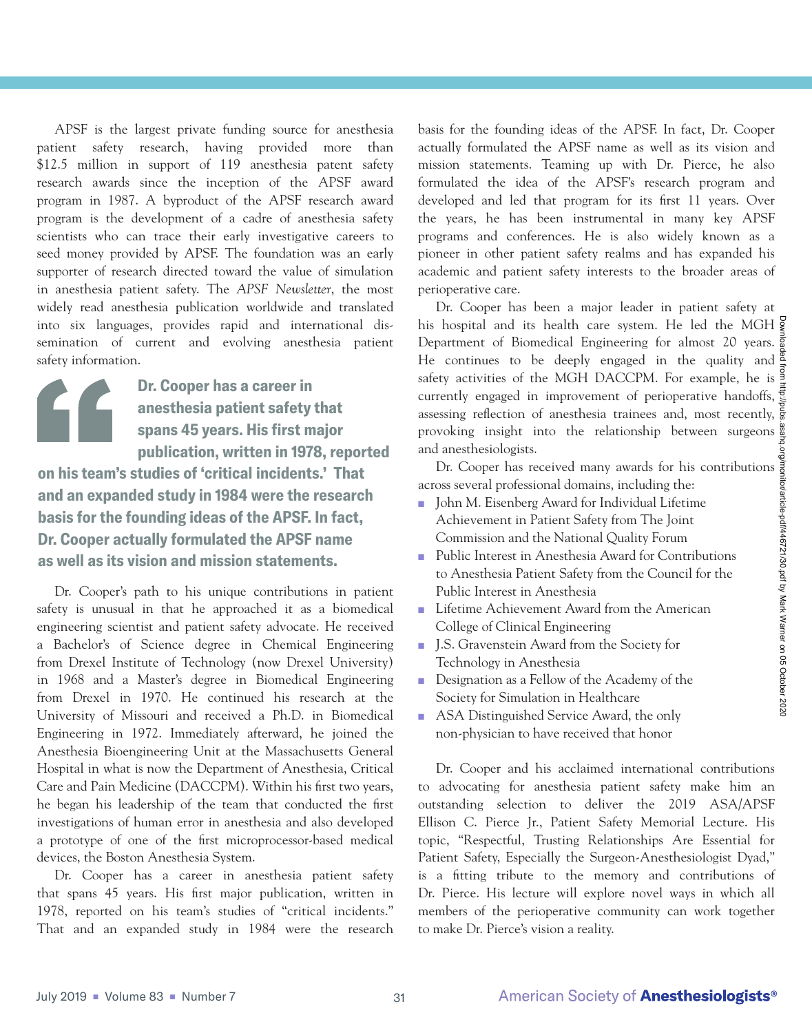APSF is the largest private funding source for anesthesia patient safety research, having provided more than $12.5 million in support of 119 anesthesia patent safety research awards since the inception of the APSF award program in 1987. A byproduct of the APSF research award program is the development of a cadre of anesthesia safety scientists who can trace their early investigative careers to seed money provided by APSF. The foundation was an early supporter of research directed toward the value of simulation in anesthesia patient safety. The *APSF Newsletter*, the most widely read anesthesia publication worldwide and translated into six languages, provides rapid and international dissemination of current and evolving anesthesia patient safety information.

> **Dr. Cooper has a career in anesthesia patient safety that spans 45 years. His first major publication, written in 1978, reported on his team's studies of 'critical incidents.' That and an expanded study in 1984 were the research basis for the founding ideas of the APSF. In fact, Dr. Cooper actually formulated the APSF name as well as its vision and mission statements.**

Dr. Cooper's path to his unique contributions in patient safety is unusual in that he approached it as a biomedical engineering scientist and patient safety advocate. He received a Bachelor's of Science degree in Chemical Engineering from Drexel Institute of Technology (now Drexel University) in 1968 and a Master's degree in Biomedical Engineering from Drexel in 1970. He continued his research at the University of Missouri and received a Ph.D. in Biomedical Engineering in 1972. Immediately afterward, he joined the Anesthesia Bioengineering Unit at the Massachusetts General Hospital in what is now the Department of Anesthesia, Critical Care and Pain Medicine (DACCPM). Within his first two years, he began his leadership of the team that conducted the first investigations of human error in anesthesia and also developed a prototype of one of the first microprocessor-based medical devices, the Boston Anesthesia System.

Dr. Cooper has a career in anesthesia patient safety that spans 45 years. His first major publication, written in 1978, reported on his team's studies of "critical incidents." That and an expanded study in 1984 were the research basis for the founding ideas of the APSF. In fact, Dr. Cooper actually formulated the APSF name as well as its vision and mission statements. Teaming up with Dr. Pierce, he also formulated the idea of the APSF's research program and developed and led that program for its first 11 years. Over the years, he has been instrumental in many key APSF programs and conferences. He is also widely known as a pioneer in other patient safety realms and has expanded his academic and patient safety interests to the broader areas of perioperative care.

Dr. Cooper has been a major leader in patient safety at his hospital and its health care system. He led the MGH Department of Biomedical Engineering for almost 20 years. He continues to be deeply engaged in the quality and safety activities of the MGH DACCPM. For example, he is currently engaged in improvement of perioperative handoffs, assessing reflection of anesthesia trainees and, most recently, provoking insight into the relationship between surgeons and anesthesiologists.

Dr. Cooper has received many awards for his contributions across several professional domains, including the:

- John M. Eisenberg Award for Individual Lifetime Achievement in Patient Safety from The Joint Commission and the National Quality Forum
- Public Interest in Anesthesia Award for Contributions to Anesthesia Patient Safety from the Council for the Public Interest in Anesthesia
- Lifetime Achievement Award from the American College of Clinical Engineering
- J.S. Gravenstein Award from the Society for Technology in Anesthesia
- Designation as a Fellow of the Academy of the Society for Simulation in Healthcare
- ASA Distinguished Service Award, the only non-physician to have received that honor

Dr. Cooper and his acclaimed international contributions to advocating for anesthesia patient safety make him an outstanding selection to deliver the 2019 ASA/APSF Ellison C. Pierce Jr., Patient Safety Memorial Lecture. His topic, "Respectful, Trusting Relationships Are Essential for Patient Safety, Especially the Surgeon-Anesthesiologist Dyad," is a fitting tribute to the memory and contributions of Dr. Pierce. His lecture will explore novel ways in which all members of the perioperative community can work together to make Dr. Pierce's vision a reality.